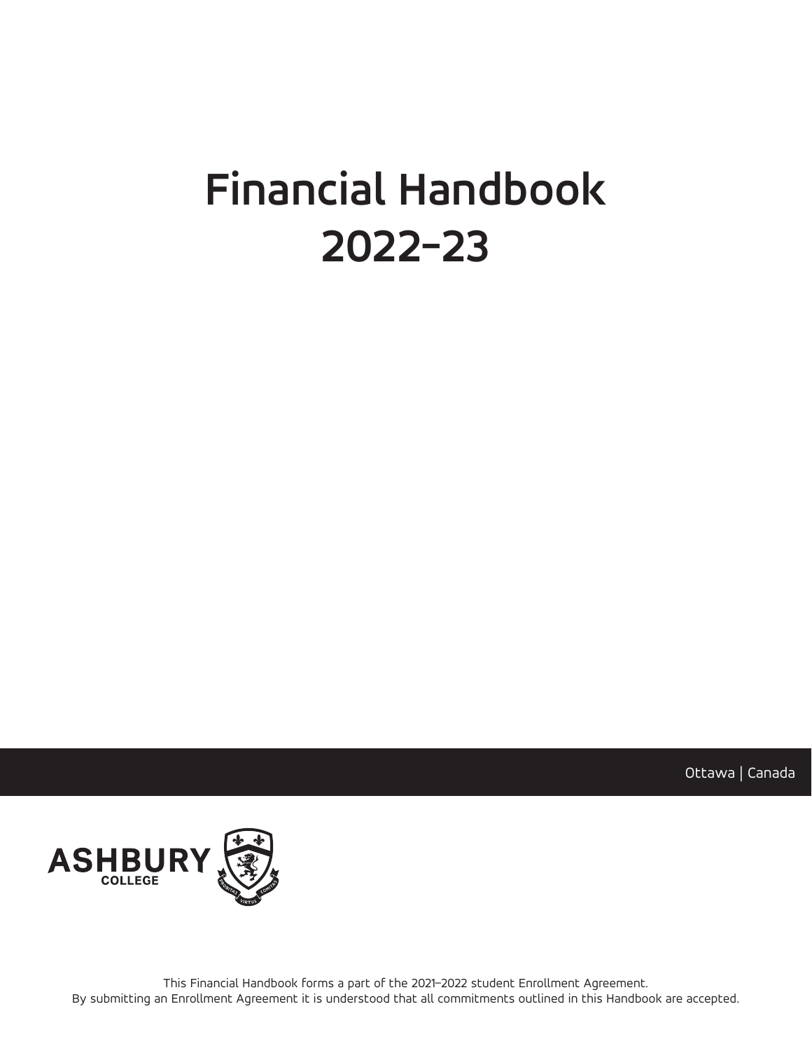# Financial Handbook 2022–23

Ottawa | Canada

ASHBURY COLLEGE

This Financial Handbook forms a part of the 2021–2022 student Enrollment Agreement.
By submitting an Enrollment Agreement it is understood that all commitments outlined in this Handbook are accepted.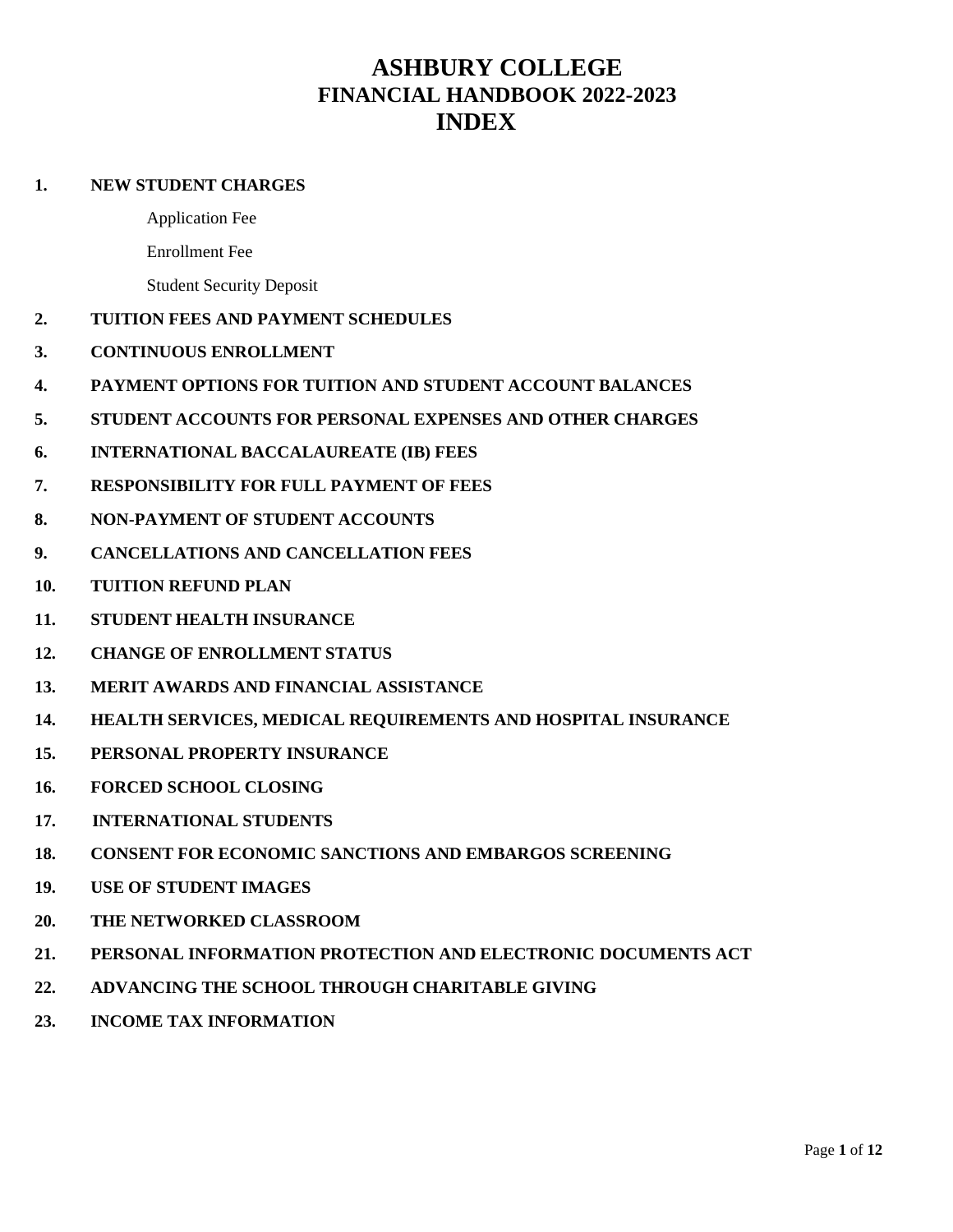# ASHBURY COLLEGE
## FINANCIAL HANDBOOK 2022-2023
## INDEX

1. **NEW STUDENT CHARGES**
   - Application Fee
   - Enrollment Fee
   - Student Security Deposit
2. **TUITION FEES AND PAYMENT SCHEDULES**
3. **CONTINUOUS ENROLLMENT**
4. **PAYMENT OPTIONS FOR TUITION AND STUDENT ACCOUNT BALANCES**
5. **STUDENT ACCOUNTS FOR PERSONAL EXPENSES AND OTHER CHARGES**
6. **INTERNATIONAL BACCALAUREATE (IB) FEES**
7. **RESPONSIBILITY FOR FULL PAYMENT OF FEES**
8. **NON-PAYMENT OF STUDENT ACCOUNTS**
9. **CANCELLATIONS AND CANCELLATION FEES**
10. **TUITION REFUND PLAN**
11. **STUDENT HEALTH INSURANCE**
12. **CHANGE OF ENROLLMENT STATUS**
13. **MERIT AWARDS AND FINANCIAL ASSISTANCE**
14. **HEALTH SERVICES, MEDICAL REQUIREMENTS AND HOSPITAL INSURANCE**
15. **PERSONAL PROPERTY INSURANCE**
16. **FORCED SCHOOL CLOSING**
17. **INTERNATIONAL STUDENTS**
18. **CONSENT FOR ECONOMIC SANCTIONS AND EMBARGOS SCREENING**
19. **USE OF STUDENT IMAGES**
20. **THE NETWORKED CLASSROOM**
21. **PERSONAL INFORMATION PROTECTION AND ELECTRONIC DOCUMENTS ACT**
22. **ADVANCING THE SCHOOL THROUGH CHARITABLE GIVING**
23. **INCOME TAX INFORMATION**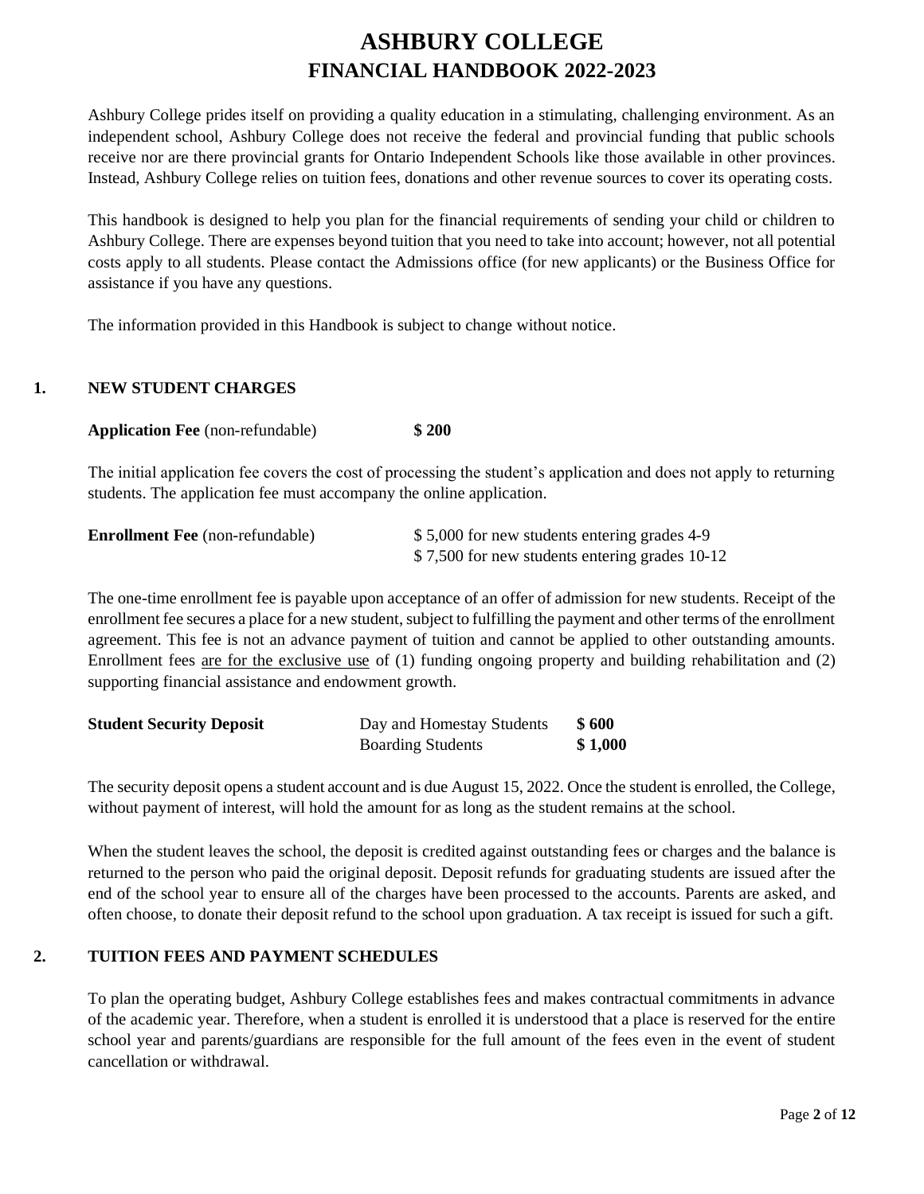# ASHBURY COLLEGE
# FINANCIAL HANDBOOK 2022-2023

Ashbury College prides itself on providing a quality education in a stimulating, challenging environment. As an independent school, Ashbury College does not receive the federal and provincial funding that public schools receive nor are there provincial grants for Ontario Independent Schools like those available in other provinces. Instead, Ashbury College relies on tuition fees, donations and other revenue sources to cover its operating costs.

This handbook is designed to help you plan for the financial requirements of sending your child or children to Ashbury College. There are expenses beyond tuition that you need to take into account; however, not all potential costs apply to all students. Please contact the Admissions office (for new applicants) or the Business Office for assistance if you have any questions.

The information provided in this Handbook is subject to change without notice.

## 1. NEW STUDENT CHARGES

**Application Fee** (non-refundable) **$ 200**

The initial application fee covers the cost of processing the student's application and does not apply to returning students. The application fee must accompany the online application.

**Enrollment Fee** (non-refundable)
$ 5,000 for new students entering grades 4-9
$ 7,500 for new students entering grades 10-12

The one-time enrollment fee is payable upon acceptance of an offer of admission for new students. Receipt of the enrollment fee secures a place for a new student, subject to fulfilling the payment and other terms of the enrollment agreement. This fee is not an advance payment of tuition and cannot be applied to other outstanding amounts. Enrollment fees <u>are for the exclusive use</u> of (1) funding ongoing property and building rehabilitation and (2) supporting financial assistance and endowment growth.

| **Student Security Deposit** | Day and Homestay Students | **$ 600** |
|---|---|---|
| | Boarding Students | **$ 1,000** |

The security deposit opens a student account and is due August 15, 2022. Once the student is enrolled, the College, without payment of interest, will hold the amount for as long as the student remains at the school.

When the student leaves the school, the deposit is credited against outstanding fees or charges and the balance is returned to the person who paid the original deposit. Deposit refunds for graduating students are issued after the end of the school year to ensure all of the charges have been processed to the accounts. Parents are asked, and often choose, to donate their deposit refund to the school upon graduation. A tax receipt is issued for such a gift.

## 2. TUITION FEES AND PAYMENT SCHEDULES

To plan the operating budget, Ashbury College establishes fees and makes contractual commitments in advance of the academic year. Therefore, when a student is enrolled it is understood that a place is reserved for the entire school year and parents/guardians are responsible for the full amount of the fees even in the event of student cancellation or withdrawal.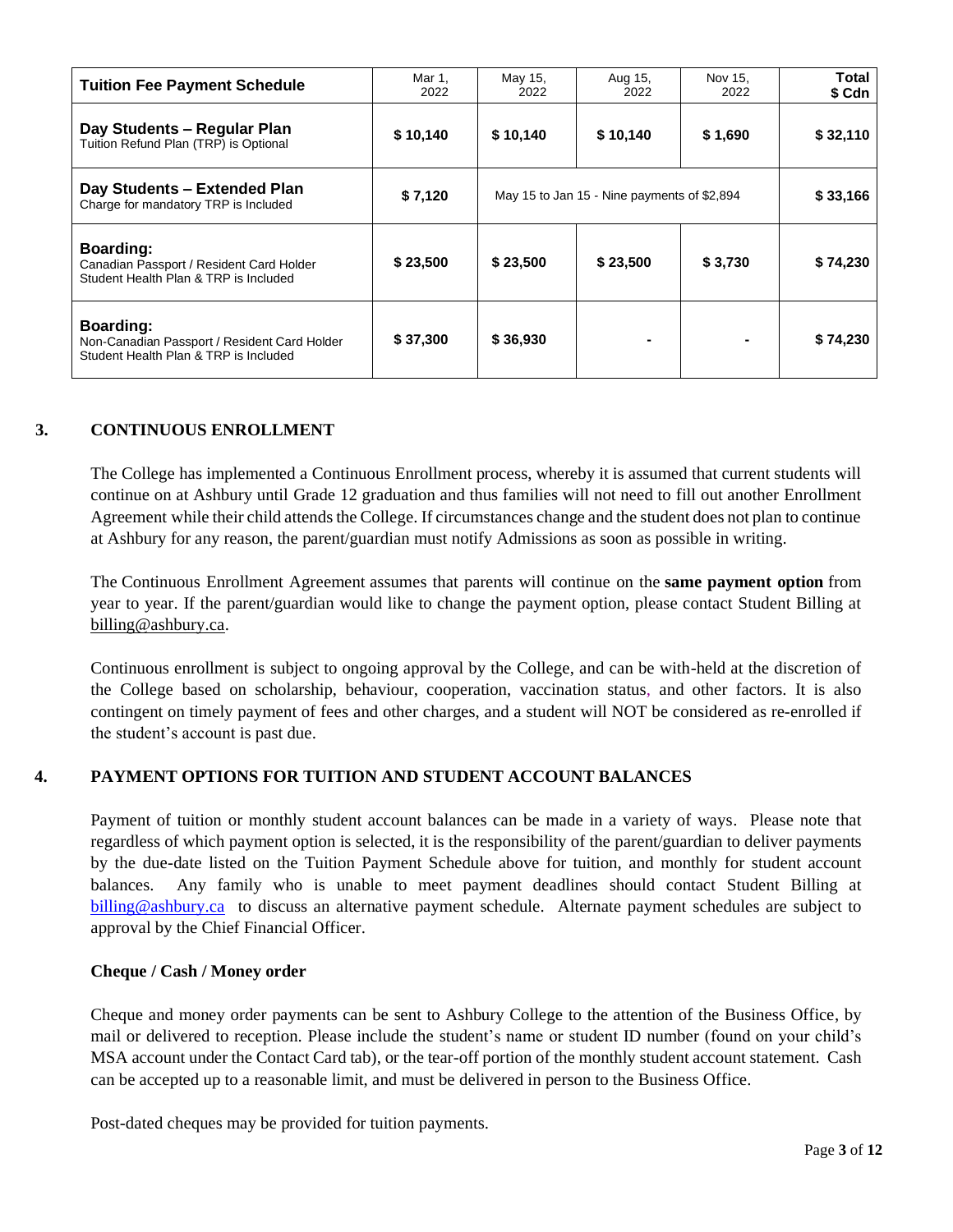| Tuition Fee Payment Schedule | Mar 1, 2022 | May 15, 2022 | Aug 15, 2022 | Nov 15, 2022 | Total $ Cdn |
|---|---|---|---|---|---|
| **Day Students – Regular Plan**<br>Tuition Refund Plan (TRP) is Optional | **$ 10,140** | **$ 10,140** | **$ 10,140** | **$ 1,690** | **$ 32,110** |
| **Day Students – Extended Plan**<br>Charge for mandatory TRP is Included | **$ 7,120** | May 15 to Jan 15 - Nine payments of $2,894 | | | **$ 33,166** |
| **Boarding:**<br>Canadian Passport / Resident Card Holder<br>Student Health Plan & TRP is Included | **$ 23,500** | **$ 23,500** | **$ 23,500** | **$ 3,730** | **$ 74,230** |
| **Boarding:**<br>Non-Canadian Passport / Resident Card Holder<br>Student Health Plan & TRP is Included | **$ 37,300** | **$ 36,930** | - | - | **$ 74,230** |

## 3. CONTINUOUS ENROLLMENT

The College has implemented a Continuous Enrollment process, whereby it is assumed that current students will continue on at Ashbury until Grade 12 graduation and thus families will not need to fill out another Enrollment Agreement while their child attends the College. If circumstances change and the student does not plan to continue at Ashbury for any reason, the parent/guardian must notify Admissions as soon as possible in writing.

The Continuous Enrollment Agreement assumes that parents will continue on the **same payment option** from year to year. If the parent/guardian would like to change the payment option, please contact Student Billing at billing@ashbury.ca.

Continuous enrollment is subject to ongoing approval by the College, and can be with-held at the discretion of the College based on scholarship, behaviour, cooperation, vaccination status, and other factors. It is also contingent on timely payment of fees and other charges, and a student will NOT be considered as re-enrolled if the student's account is past due.

## 4. PAYMENT OPTIONS FOR TUITION AND STUDENT ACCOUNT BALANCES

Payment of tuition or monthly student account balances can be made in a variety of ways. Please note that regardless of which payment option is selected, it is the responsibility of the parent/guardian to deliver payments by the due-date listed on the Tuition Payment Schedule above for tuition, and monthly for student account balances. Any family who is unable to meet payment deadlines should contact Student Billing at billing@ashbury.ca to discuss an alternative payment schedule. Alternate payment schedules are subject to approval by the Chief Financial Officer.

**Cheque / Cash / Money order**

Cheque and money order payments can be sent to Ashbury College to the attention of the Business Office, by mail or delivered to reception. Please include the student's name or student ID number (found on your child's MSA account under the Contact Card tab), or the tear-off portion of the monthly student account statement. Cash can be accepted up to a reasonable limit, and must be delivered in person to the Business Office.

Post-dated cheques may be provided for tuition payments.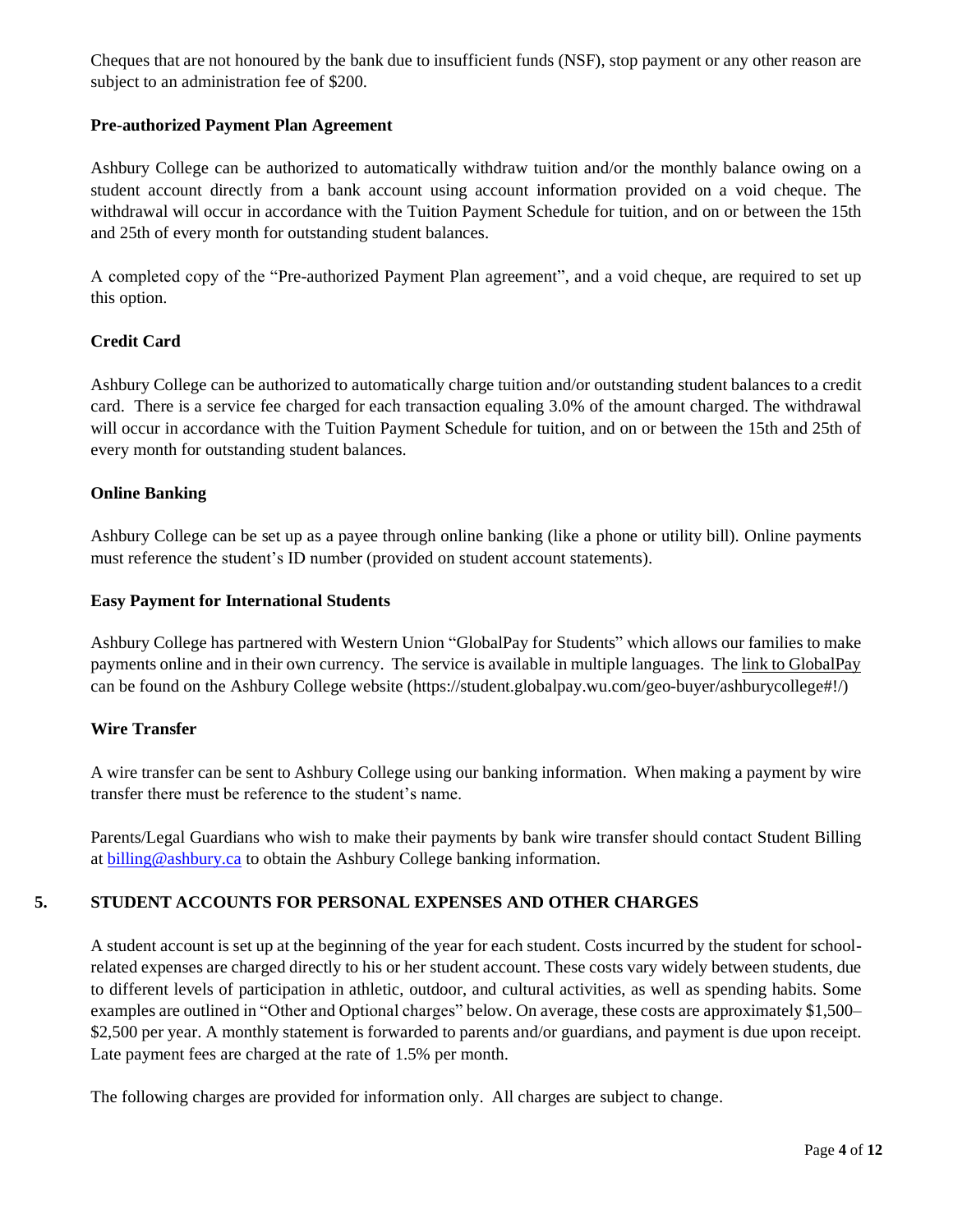Cheques that are not honoured by the bank due to insufficient funds (NSF), stop payment or any other reason are subject to an administration fee of $200.

### Pre-authorized Payment Plan Agreement

Ashbury College can be authorized to automatically withdraw tuition and/or the monthly balance owing on a student account directly from a bank account using account information provided on a void cheque. The withdrawal will occur in accordance with the Tuition Payment Schedule for tuition, and on or between the 15th and 25th of every month for outstanding student balances.

A completed copy of the "Pre-authorized Payment Plan agreement", and a void cheque, are required to set up this option.

### Credit Card

Ashbury College can be authorized to automatically charge tuition and/or outstanding student balances to a credit card. There is a service fee charged for each transaction equaling 3.0% of the amount charged. The withdrawal will occur in accordance with the Tuition Payment Schedule for tuition, and on or between the 15th and 25th of every month for outstanding student balances.

### Online Banking

Ashbury College can be set up as a payee through online banking (like a phone or utility bill). Online payments must reference the student's ID number (provided on student account statements).

### Easy Payment for International Students

Ashbury College has partnered with Western Union "GlobalPay for Students" which allows our families to make payments online and in their own currency. The service is available in multiple languages. The link to GlobalPay can be found on the Ashbury College website (https://student.globalpay.wu.com/geo-buyer/ashburycollege#!/)

### Wire Transfer

A wire transfer can be sent to Ashbury College using our banking information. When making a payment by wire transfer there must be reference to the student's name.

Parents/Legal Guardians who wish to make their payments by bank wire transfer should contact Student Billing at billing@ashbury.ca to obtain the Ashbury College banking information.

## 5. STUDENT ACCOUNTS FOR PERSONAL EXPENSES AND OTHER CHARGES

A student account is set up at the beginning of the year for each student. Costs incurred by the student for school-related expenses are charged directly to his or her student account. These costs vary widely between students, due to different levels of participation in athletic, outdoor, and cultural activities, as well as spending habits. Some examples are outlined in "Other and Optional charges" below. On average, these costs are approximately $1,500–$2,500 per year. A monthly statement is forwarded to parents and/or guardians, and payment is due upon receipt. Late payment fees are charged at the rate of 1.5% per month.

The following charges are provided for information only. All charges are subject to change.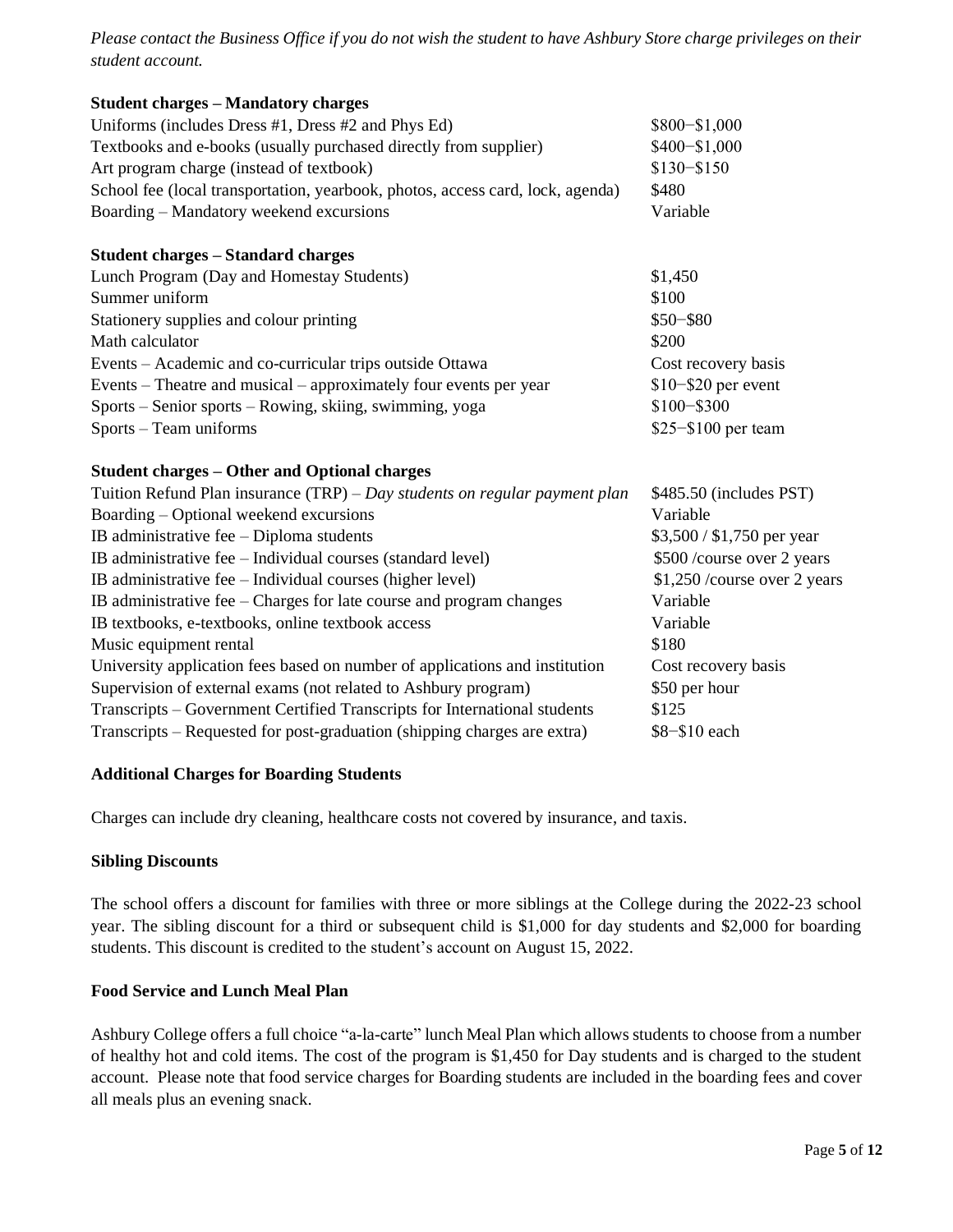*Please contact the Business Office if you do not wish the student to have Ashbury Store charge privileges on their student account.*

**Student charges – Mandatory charges**

| | |
|---|---|
| Uniforms (includes Dress #1, Dress #2 and Phys Ed) | \$800−\$1,000 |
| Textbooks and e-books (usually purchased directly from supplier) | \$400−\$1,000 |
| Art program charge (instead of textbook) | \$130−\$150 |
| School fee (local transportation, yearbook, photos, access card, lock, agenda) | \$480 |
| Boarding – Mandatory weekend excursions | Variable |

**Student charges – Standard charges**

| | |
|---|---|
| Lunch Program (Day and Homestay Students) | \$1,450 |
| Summer uniform | \$100 |
| Stationery supplies and colour printing | \$50−\$80 |
| Math calculator | \$200 |
| Events – Academic and co-curricular trips outside Ottawa | Cost recovery basis |
| Events – Theatre and musical – approximately four events per year | \$10−\$20 per event |
| Sports – Senior sports – Rowing, skiing, swimming, yoga | \$100−\$300 |
| Sports – Team uniforms | \$25−\$100 per team |

**Student charges – Other and Optional charges**

| | |
|---|---|
| Tuition Refund Plan insurance (TRP) – *Day students on regular payment plan* | \$485.50 (includes PST) |
| Boarding – Optional weekend excursions | Variable |
| IB administrative fee – Diploma students | \$3,500 / \$1,750 per year |
| IB administrative fee – Individual courses (standard level) | \$500 /course over 2 years |
| IB administrative fee – Individual courses (higher level) | \$1,250 /course over 2 years |
| IB administrative fee – Charges for late course and program changes | Variable |
| IB textbooks, e-textbooks, online textbook access | Variable |
| Music equipment rental | \$180 |
| University application fees based on number of applications and institution | Cost recovery basis |
| Supervision of external exams (not related to Ashbury program) | \$50 per hour |
| Transcripts – Government Certified Transcripts for International students | \$125 |
| Transcripts – Requested for post-graduation (shipping charges are extra) | \$8−\$10 each |

**Additional Charges for Boarding Students**

Charges can include dry cleaning, healthcare costs not covered by insurance, and taxis.

**Sibling Discounts**

The school offers a discount for families with three or more siblings at the College during the 2022-23 school year. The sibling discount for a third or subsequent child is \$1,000 for day students and \$2,000 for boarding students. This discount is credited to the student's account on August 15, 2022.

**Food Service and Lunch Meal Plan**

Ashbury College offers a full choice "a-la-carte" lunch Meal Plan which allows students to choose from a number of healthy hot and cold items. The cost of the program is \$1,450 for Day students and is charged to the student account. Please note that food service charges for Boarding students are included in the boarding fees and cover all meals plus an evening snack.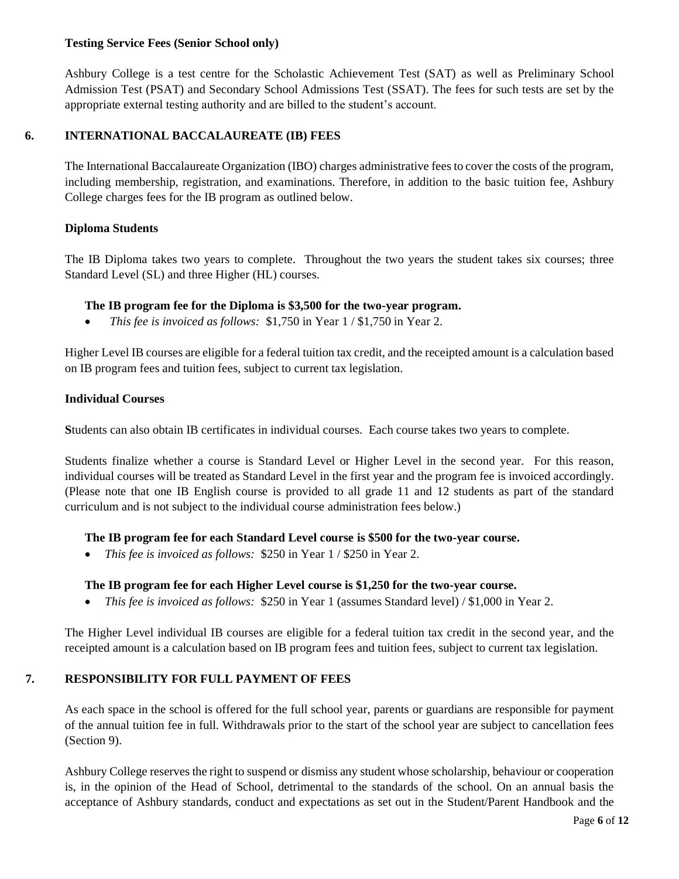**Testing Service Fees (Senior School only)**

Ashbury College is a test centre for the Scholastic Achievement Test (SAT) as well as Preliminary School Admission Test (PSAT) and Secondary School Admissions Test (SSAT). The fees for such tests are set by the appropriate external testing authority and are billed to the student's account.

## 6. INTERNATIONAL BACCALAUREATE (IB) FEES

The International Baccalaureate Organization (IBO) charges administrative fees to cover the costs of the program, including membership, registration, and examinations. Therefore, in addition to the basic tuition fee, Ashbury College charges fees for the IB program as outlined below.

**Diploma Students**

The IB Diploma takes two years to complete. Throughout the two years the student takes six courses; three Standard Level (SL) and three Higher (HL) courses.

**The IB program fee for the Diploma is $3,500 for the two-year program.**

- *This fee is invoiced as follows:* $1,750 in Year 1 / $1,750 in Year 2.

Higher Level IB courses are eligible for a federal tuition tax credit, and the receipted amount is a calculation based on IB program fees and tuition fees, subject to current tax legislation.

**Individual Courses**

**S**tudents can also obtain IB certificates in individual courses. Each course takes two years to complete.

Students finalize whether a course is Standard Level or Higher Level in the second year. For this reason, individual courses will be treated as Standard Level in the first year and the program fee is invoiced accordingly. (Please note that one IB English course is provided to all grade 11 and 12 students as part of the standard curriculum and is not subject to the individual course administration fees below.)

**The IB program fee for each Standard Level course is $500 for the two-year course.**

- *This fee is invoiced as follows:* $250 in Year 1 / $250 in Year 2.

**The IB program fee for each Higher Level course is $1,250 for the two-year course.**

- *This fee is invoiced as follows:* $250 in Year 1 (assumes Standard level) / $1,000 in Year 2.

The Higher Level individual IB courses are eligible for a federal tuition tax credit in the second year, and the receipted amount is a calculation based on IB program fees and tuition fees, subject to current tax legislation.

## 7. RESPONSIBILITY FOR FULL PAYMENT OF FEES

As each space in the school is offered for the full school year, parents or guardians are responsible for payment of the annual tuition fee in full. Withdrawals prior to the start of the school year are subject to cancellation fees (Section 9).

Ashbury College reserves the right to suspend or dismiss any student whose scholarship, behaviour or cooperation is, in the opinion of the Head of School, detrimental to the standards of the school. On an annual basis the acceptance of Ashbury standards, conduct and expectations as set out in the Student/Parent Handbook and the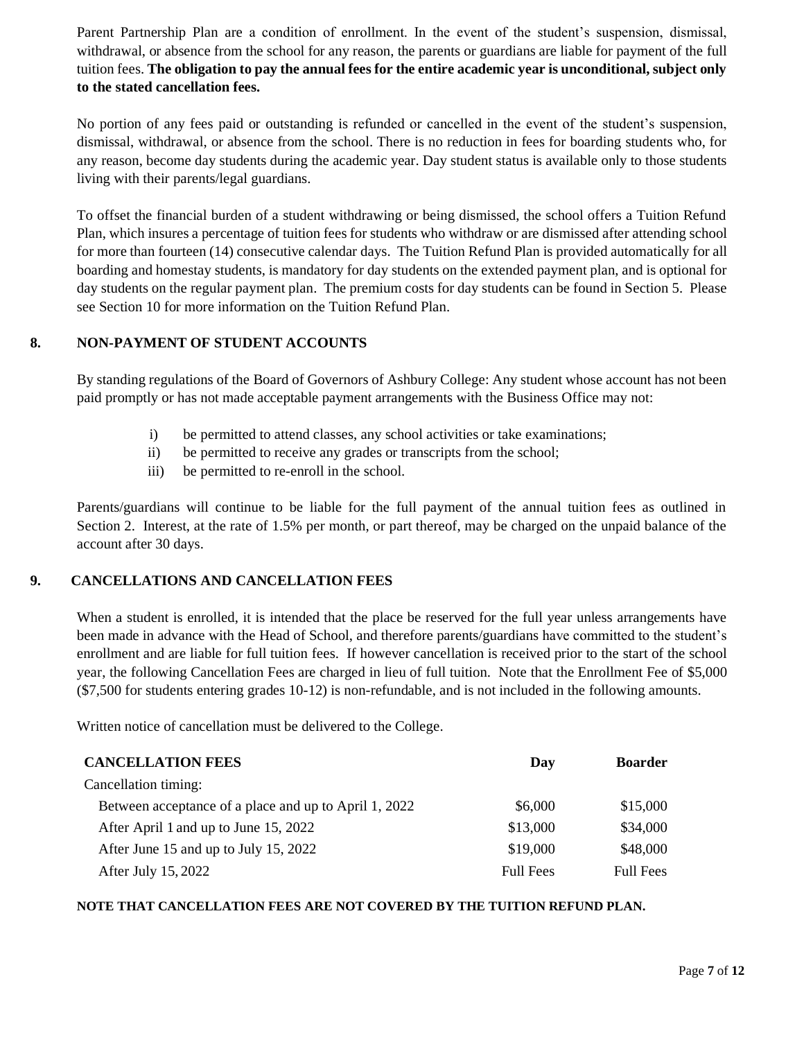Parent Partnership Plan are a condition of enrollment. In the event of the student's suspension, dismissal, withdrawal, or absence from the school for any reason, the parents or guardians are liable for payment of the full tuition fees. **The obligation to pay the annual fees for the entire academic year is unconditional, subject only to the stated cancellation fees.**

No portion of any fees paid or outstanding is refunded or cancelled in the event of the student's suspension, dismissal, withdrawal, or absence from the school. There is no reduction in fees for boarding students who, for any reason, become day students during the academic year. Day student status is available only to those students living with their parents/legal guardians.

To offset the financial burden of a student withdrawing or being dismissed, the school offers a Tuition Refund Plan, which insures a percentage of tuition fees for students who withdraw or are dismissed after attending school for more than fourteen (14) consecutive calendar days. The Tuition Refund Plan is provided automatically for all boarding and homestay students, is mandatory for day students on the extended payment plan, and is optional for day students on the regular payment plan. The premium costs for day students can be found in Section 5. Please see Section 10 for more information on the Tuition Refund Plan.

## 8. NON-PAYMENT OF STUDENT ACCOUNTS

By standing regulations of the Board of Governors of Ashbury College: Any student whose account has not been paid promptly or has not made acceptable payment arrangements with the Business Office may not:

i) be permitted to attend classes, any school activities or take examinations;
ii) be permitted to receive any grades or transcripts from the school;
iii) be permitted to re-enroll in the school.

Parents/guardians will continue to be liable for the full payment of the annual tuition fees as outlined in Section 2. Interest, at the rate of 1.5% per month, or part thereof, may be charged on the unpaid balance of the account after 30 days.

## 9. CANCELLATIONS AND CANCELLATION FEES

When a student is enrolled, it is intended that the place be reserved for the full year unless arrangements have been made in advance with the Head of School, and therefore parents/guardians have committed to the student's enrollment and are liable for full tuition fees. If however cancellation is received prior to the start of the school year, the following Cancellation Fees are charged in lieu of full tuition. Note that the Enrollment Fee of $5,000 ($7,500 for students entering grades 10-12) is non-refundable, and is not included in the following amounts.

Written notice of cancellation must be delivered to the College.

| **CANCELLATION FEES** | **Day** | **Boarder** |
|---|---|---|
| Cancellation timing: | | |
| Between acceptance of a place and up to April 1, 2022 | $6,000 | $15,000 |
| After April 1 and up to June 15, 2022 | $13,000 | $34,000 |
| After June 15 and up to July 15, 2022 | $19,000 | $48,000 |
| After July 15, 2022 | Full Fees | Full Fees |

**NOTE THAT CANCELLATION FEES ARE NOT COVERED BY THE TUITION REFUND PLAN.**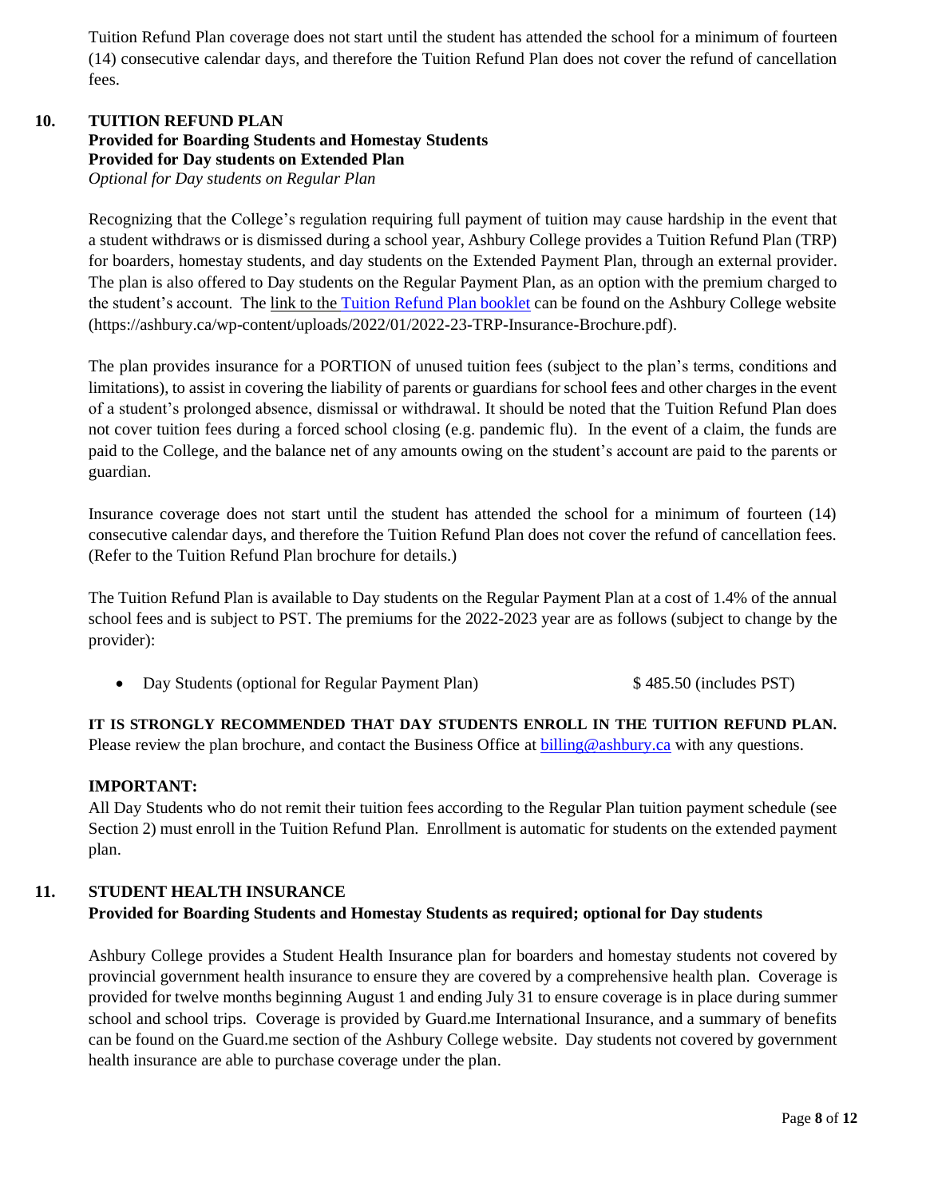Tuition Refund Plan coverage does not start until the student has attended the school for a minimum of fourteen (14) consecutive calendar days, and therefore the Tuition Refund Plan does not cover the refund of cancellation fees.

## 10. TUITION REFUND PLAN

**Provided for Boarding Students and Homestay Students**
**Provided for Day students on Extended Plan**
*Optional for Day students on Regular Plan*

Recognizing that the College's regulation requiring full payment of tuition may cause hardship in the event that a student withdraws or is dismissed during a school year, Ashbury College provides a Tuition Refund Plan (TRP) for boarders, homestay students, and day students on the Extended Payment Plan, through an external provider. The plan is also offered to Day students on the Regular Payment Plan, as an option with the premium charged to the student's account. The link to the Tuition Refund Plan booklet can be found on the Ashbury College website (https://ashbury.ca/wp-content/uploads/2022/01/2022-23-TRP-Insurance-Brochure.pdf).

The plan provides insurance for a PORTION of unused tuition fees (subject to the plan's terms, conditions and limitations), to assist in covering the liability of parents or guardians for school fees and other charges in the event of a student's prolonged absence, dismissal or withdrawal. It should be noted that the Tuition Refund Plan does not cover tuition fees during a forced school closing (e.g. pandemic flu). In the event of a claim, the funds are paid to the College, and the balance net of any amounts owing on the student's account are paid to the parents or guardian.

Insurance coverage does not start until the student has attended the school for a minimum of fourteen (14) consecutive calendar days, and therefore the Tuition Refund Plan does not cover the refund of cancellation fees. (Refer to the Tuition Refund Plan brochure for details.)

The Tuition Refund Plan is available to Day students on the Regular Payment Plan at a cost of 1.4% of the annual school fees and is subject to PST. The premiums for the 2022-2023 year are as follows (subject to change by the provider):

- Day Students (optional for Regular Payment Plan) $ 485.50 (includes PST)

**IT IS STRONGLY RECOMMENDED THAT DAY STUDENTS ENROLL IN THE TUITION REFUND PLAN.** Please review the plan brochure, and contact the Business Office at billing@ashbury.ca with any questions.

**IMPORTANT:**
All Day Students who do not remit their tuition fees according to the Regular Plan tuition payment schedule (see Section 2) must enroll in the Tuition Refund Plan. Enrollment is automatic for students on the extended payment plan.

## 11. STUDENT HEALTH INSURANCE

**Provided for Boarding Students and Homestay Students as required; optional for Day students**

Ashbury College provides a Student Health Insurance plan for boarders and homestay students not covered by provincial government health insurance to ensure they are covered by a comprehensive health plan. Coverage is provided for twelve months beginning August 1 and ending July 31 to ensure coverage is in place during summer school and school trips. Coverage is provided by Guard.me International Insurance, and a summary of benefits can be found on the Guard.me section of the Ashbury College website. Day students not covered by government health insurance are able to purchase coverage under the plan.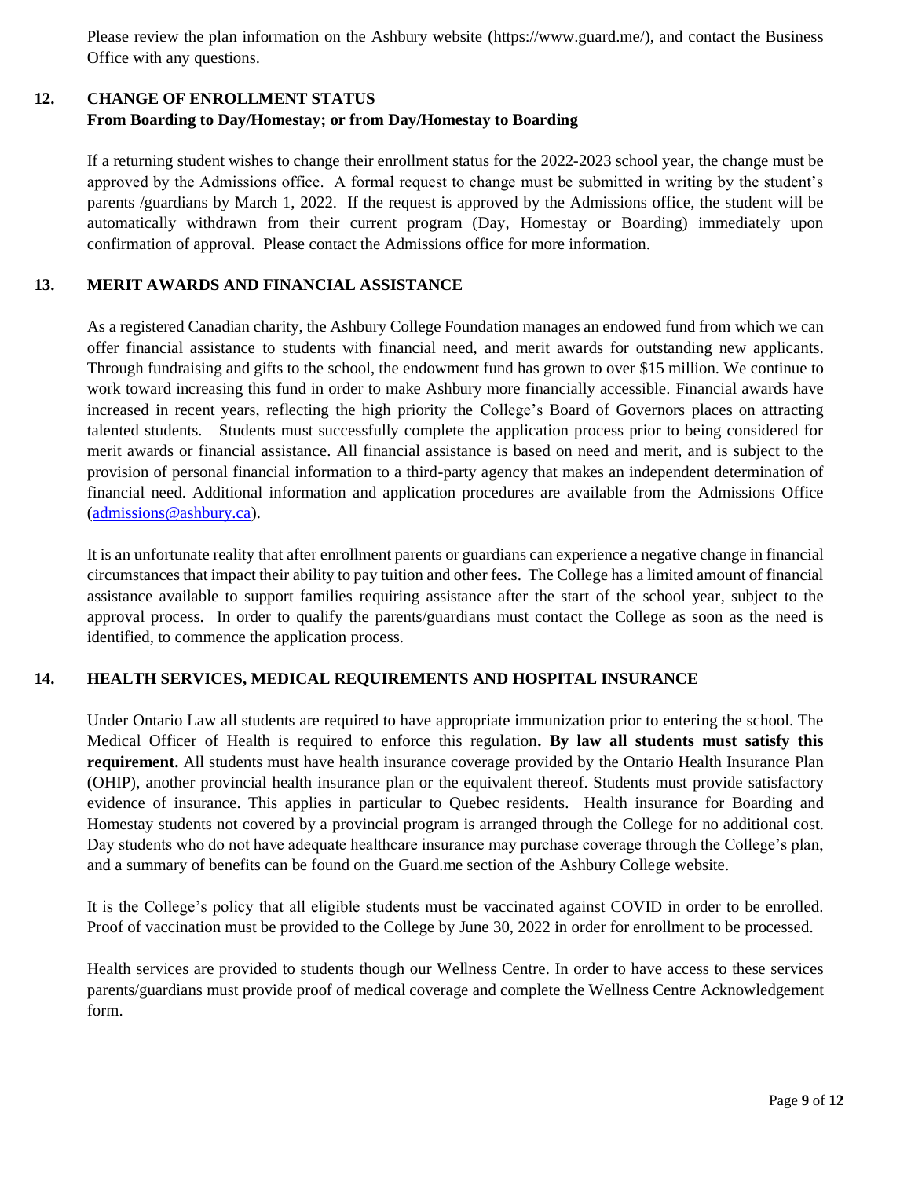Please review the plan information on the Ashbury website (https://www.guard.me/), and contact the Business Office with any questions.

## 12. CHANGE OF ENROLLMENT STATUS

**From Boarding to Day/Homestay; or from Day/Homestay to Boarding**

If a returning student wishes to change their enrollment status for the 2022-2023 school year, the change must be approved by the Admissions office. A formal request to change must be submitted in writing by the student's parents /guardians by March 1, 2022. If the request is approved by the Admissions office, the student will be automatically withdrawn from their current program (Day, Homestay or Boarding) immediately upon confirmation of approval. Please contact the Admissions office for more information.

## 13. MERIT AWARDS AND FINANCIAL ASSISTANCE

As a registered Canadian charity, the Ashbury College Foundation manages an endowed fund from which we can offer financial assistance to students with financial need, and merit awards for outstanding new applicants. Through fundraising and gifts to the school, the endowment fund has grown to over $15 million. We continue to work toward increasing this fund in order to make Ashbury more financially accessible. Financial awards have increased in recent years, reflecting the high priority the College's Board of Governors places on attracting talented students. Students must successfully complete the application process prior to being considered for merit awards or financial assistance. All financial assistance is based on need and merit, and is subject to the provision of personal financial information to a third-party agency that makes an independent determination of financial need. Additional information and application procedures are available from the Admissions Office (admissions@ashbury.ca).

It is an unfortunate reality that after enrollment parents or guardians can experience a negative change in financial circumstances that impact their ability to pay tuition and other fees. The College has a limited amount of financial assistance available to support families requiring assistance after the start of the school year, subject to the approval process. In order to qualify the parents/guardians must contact the College as soon as the need is identified, to commence the application process.

## 14. HEALTH SERVICES, MEDICAL REQUIREMENTS AND HOSPITAL INSURANCE

Under Ontario Law all students are required to have appropriate immunization prior to entering the school. The Medical Officer of Health is required to enforce this regulation**. By law all students must satisfy this requirement.** All students must have health insurance coverage provided by the Ontario Health Insurance Plan (OHIP), another provincial health insurance plan or the equivalent thereof. Students must provide satisfactory evidence of insurance. This applies in particular to Quebec residents. Health insurance for Boarding and Homestay students not covered by a provincial program is arranged through the College for no additional cost. Day students who do not have adequate healthcare insurance may purchase coverage through the College's plan, and a summary of benefits can be found on the Guard.me section of the Ashbury College website.

It is the College's policy that all eligible students must be vaccinated against COVID in order to be enrolled. Proof of vaccination must be provided to the College by June 30, 2022 in order for enrollment to be processed.

Health services are provided to students though our Wellness Centre. In order to have access to these services parents/guardians must provide proof of medical coverage and complete the Wellness Centre Acknowledgement form.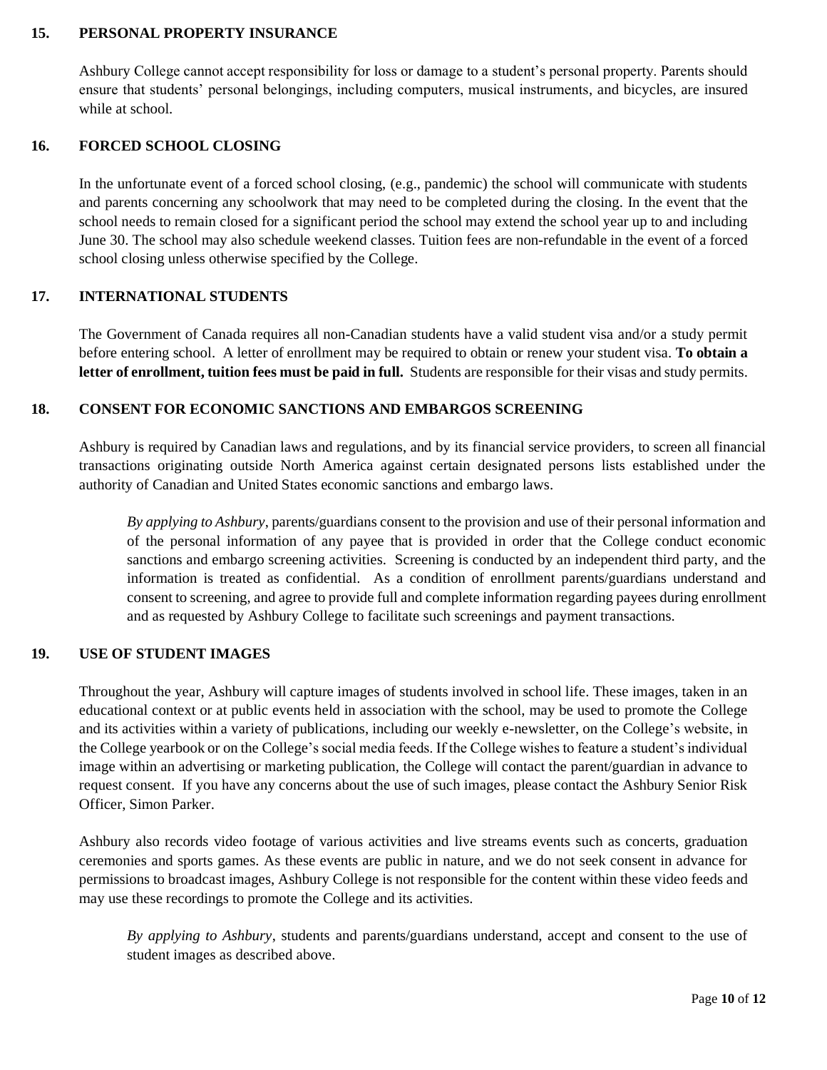## 15. PERSONAL PROPERTY INSURANCE

Ashbury College cannot accept responsibility for loss or damage to a student's personal property. Parents should ensure that students' personal belongings, including computers, musical instruments, and bicycles, are insured while at school.

## 16. FORCED SCHOOL CLOSING

In the unfortunate event of a forced school closing, (e.g., pandemic) the school will communicate with students and parents concerning any schoolwork that may need to be completed during the closing. In the event that the school needs to remain closed for a significant period the school may extend the school year up to and including June 30. The school may also schedule weekend classes. Tuition fees are non-refundable in the event of a forced school closing unless otherwise specified by the College.

## 17. INTERNATIONAL STUDENTS

The Government of Canada requires all non-Canadian students have a valid student visa and/or a study permit before entering school. A letter of enrollment may be required to obtain or renew your student visa. **To obtain a letter of enrollment, tuition fees must be paid in full.** Students are responsible for their visas and study permits.

## 18. CONSENT FOR ECONOMIC SANCTIONS AND EMBARGOS SCREENING

Ashbury is required by Canadian laws and regulations, and by its financial service providers, to screen all financial transactions originating outside North America against certain designated persons lists established under the authority of Canadian and United States economic sanctions and embargo laws.

> *By applying to Ashbury*, parents/guardians consent to the provision and use of their personal information and of the personal information of any payee that is provided in order that the College conduct economic sanctions and embargo screening activities. Screening is conducted by an independent third party, and the information is treated as confidential. As a condition of enrollment parents/guardians understand and consent to screening, and agree to provide full and complete information regarding payees during enrollment and as requested by Ashbury College to facilitate such screenings and payment transactions.

## 19. USE OF STUDENT IMAGES

Throughout the year, Ashbury will capture images of students involved in school life. These images, taken in an educational context or at public events held in association with the school, may be used to promote the College and its activities within a variety of publications, including our weekly e-newsletter, on the College's website, in the College yearbook or on the College's social media feeds. If the College wishes to feature a student's individual image within an advertising or marketing publication, the College will contact the parent/guardian in advance to request consent. If you have any concerns about the use of such images, please contact the Ashbury Senior Risk Officer, Simon Parker.

Ashbury also records video footage of various activities and live streams events such as concerts, graduation ceremonies and sports games. As these events are public in nature, and we do not seek consent in advance for permissions to broadcast images, Ashbury College is not responsible for the content within these video feeds and may use these recordings to promote the College and its activities.

> *By applying to Ashbury*, students and parents/guardians understand, accept and consent to the use of student images as described above.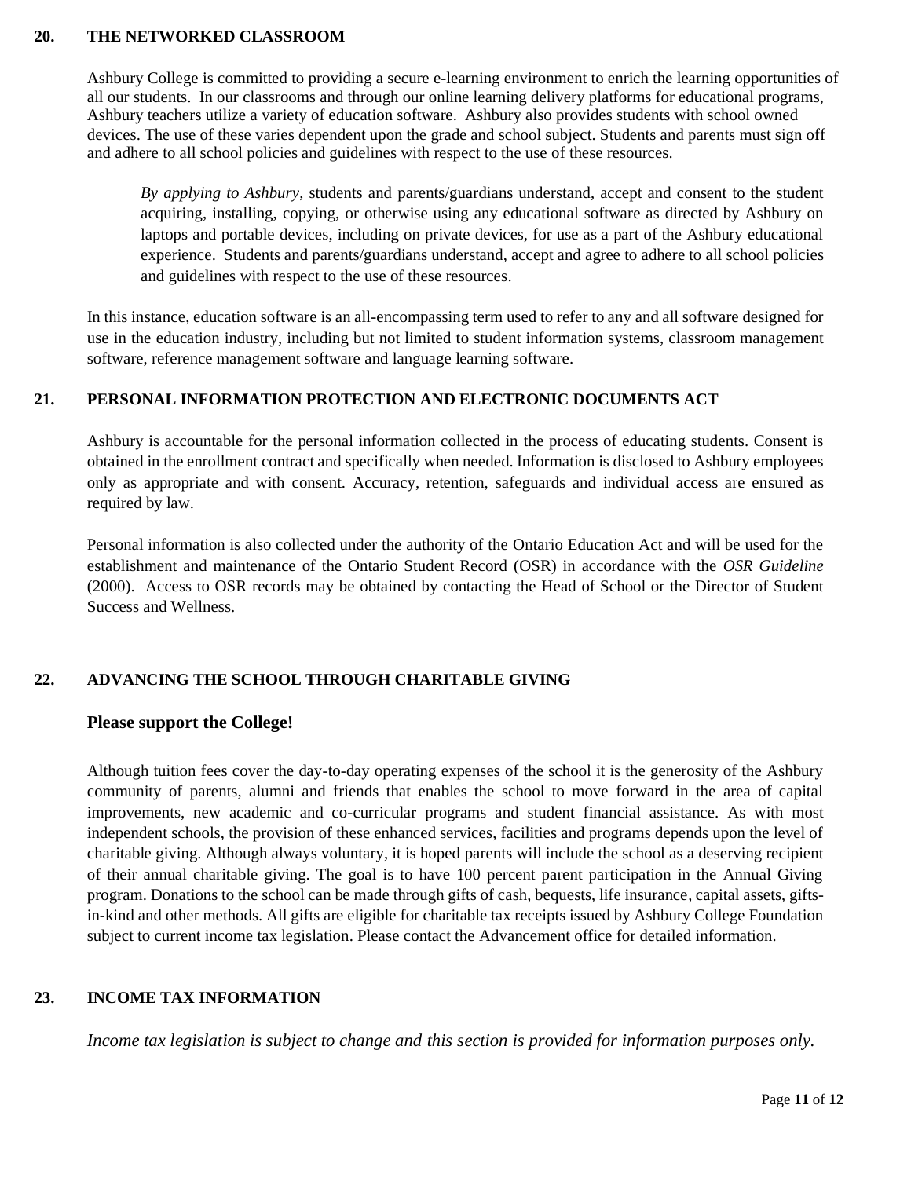## 20. THE NETWORKED CLASSROOM

Ashbury College is committed to providing a secure e-learning environment to enrich the learning opportunities of all our students. In our classrooms and through our online learning delivery platforms for educational programs, Ashbury teachers utilize a variety of education software. Ashbury also provides students with school owned devices. The use of these varies dependent upon the grade and school subject. Students and parents must sign off and adhere to all school policies and guidelines with respect to the use of these resources.

> *By applying to Ashbury*, students and parents/guardians understand, accept and consent to the student acquiring, installing, copying, or otherwise using any educational software as directed by Ashbury on laptops and portable devices, including on private devices, for use as a part of the Ashbury educational experience. Students and parents/guardians understand, accept and agree to adhere to all school policies and guidelines with respect to the use of these resources.

In this instance, education software is an all-encompassing term used to refer to any and all software designed for use in the education industry, including but not limited to student information systems, classroom management software, reference management software and language learning software.

## 21. PERSONAL INFORMATION PROTECTION AND ELECTRONIC DOCUMENTS ACT

Ashbury is accountable for the personal information collected in the process of educating students. Consent is obtained in the enrollment contract and specifically when needed. Information is disclosed to Ashbury employees only as appropriate and with consent. Accuracy, retention, safeguards and individual access are ensured as required by law.

Personal information is also collected under the authority of the Ontario Education Act and will be used for the establishment and maintenance of the Ontario Student Record (OSR) in accordance with the *OSR Guideline* (2000). Access to OSR records may be obtained by contacting the Head of School or the Director of Student Success and Wellness.

## 22. ADVANCING THE SCHOOL THROUGH CHARITABLE GIVING

### Please support the College!

Although tuition fees cover the day-to-day operating expenses of the school it is the generosity of the Ashbury community of parents, alumni and friends that enables the school to move forward in the area of capital improvements, new academic and co-curricular programs and student financial assistance. As with most independent schools, the provision of these enhanced services, facilities and programs depends upon the level of charitable giving. Although always voluntary, it is hoped parents will include the school as a deserving recipient of their annual charitable giving. The goal is to have 100 percent parent participation in the Annual Giving program. Donations to the school can be made through gifts of cash, bequests, life insurance, capital assets, gifts-in-kind and other methods. All gifts are eligible for charitable tax receipts issued by Ashbury College Foundation subject to current income tax legislation. Please contact the Advancement office for detailed information.

## 23. INCOME TAX INFORMATION

*Income tax legislation is subject to change and this section is provided for information purposes only.*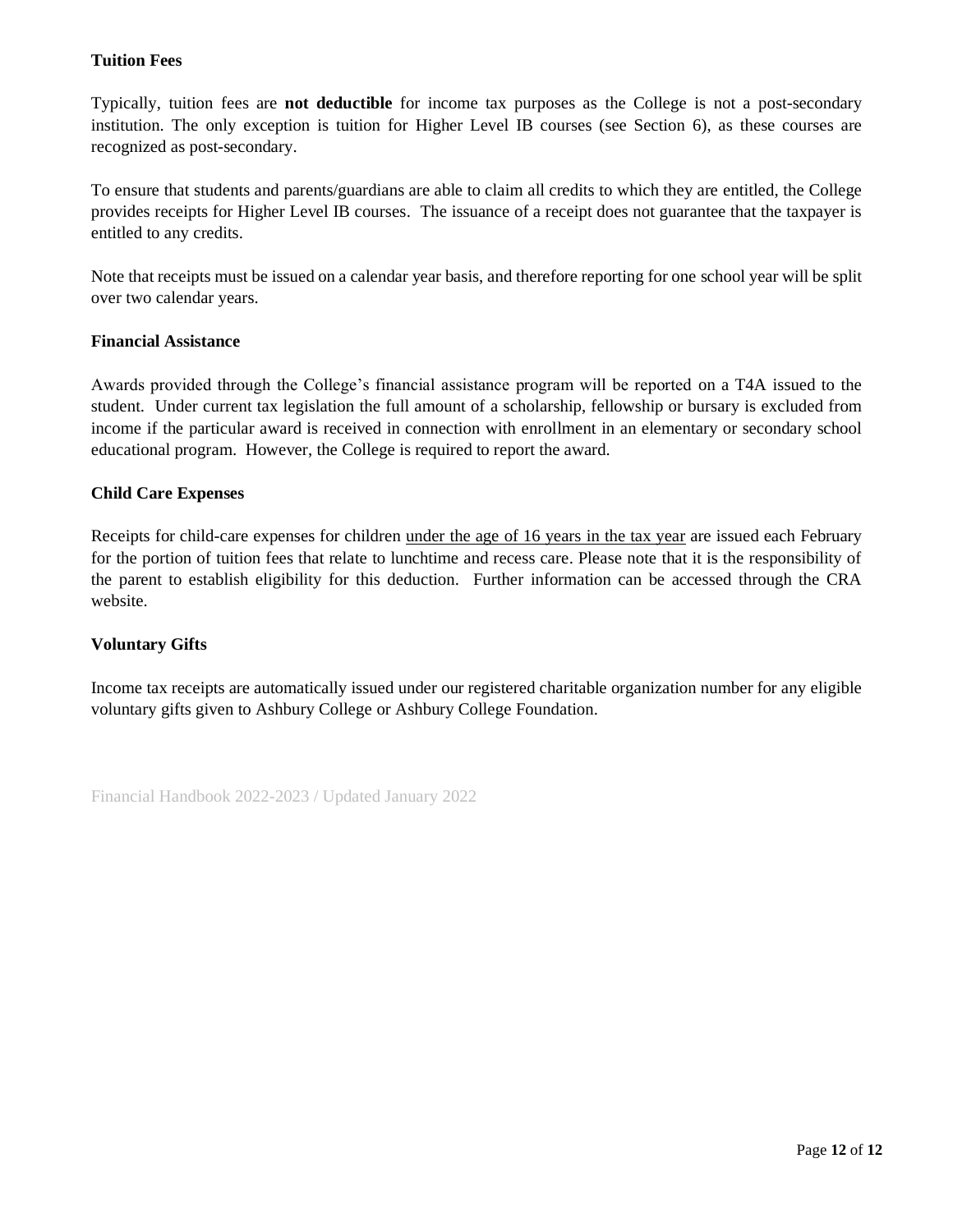**Tuition Fees**

Typically, tuition fees are **not deductible** for income tax purposes as the College is not a post-secondary institution. The only exception is tuition for Higher Level IB courses (see Section 6), as these courses are recognized as post-secondary.

To ensure that students and parents/guardians are able to claim all credits to which they are entitled, the College provides receipts for Higher Level IB courses. The issuance of a receipt does not guarantee that the taxpayer is entitled to any credits.

Note that receipts must be issued on a calendar year basis, and therefore reporting for one school year will be split over two calendar years.

**Financial Assistance**

Awards provided through the College's financial assistance program will be reported on a T4A issued to the student. Under current tax legislation the full amount of a scholarship, fellowship or bursary is excluded from income if the particular award is received in connection with enrollment in an elementary or secondary school educational program. However, the College is required to report the award.

**Child Care Expenses**

Receipts for child-care expenses for children under the age of 16 years in the tax year are issued each February for the portion of tuition fees that relate to lunchtime and recess care. Please note that it is the responsibility of the parent to establish eligibility for this deduction. Further information can be accessed through the CRA website.

**Voluntary Gifts**

Income tax receipts are automatically issued under our registered charitable organization number for any eligible voluntary gifts given to Ashbury College or Ashbury College Foundation.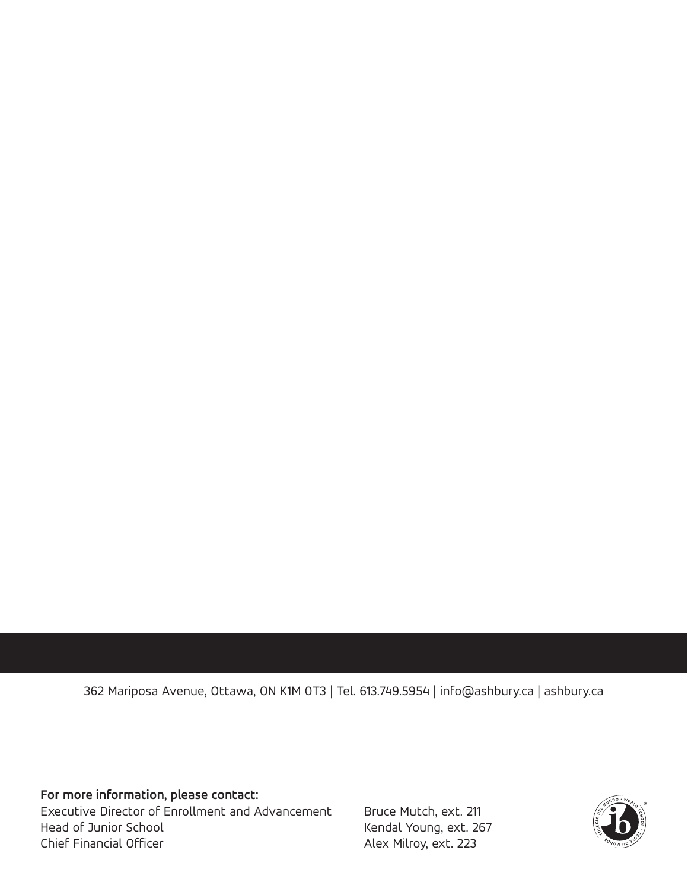362 Mariposa Avenue, Ottawa, ON K1M 0T3 | Tel. 613.749.5954 | info@ashbury.ca | ashbury.ca

**For more information, please contact:**

| | |
|---|---|
| Executive Director of Enrollment and Advancement | Bruce Mutch, ext. 211 |
| Head of Junior School | Kendal Young, ext. 267 |
| Chief Financial Officer | Alex Milroy, ext. 223 |